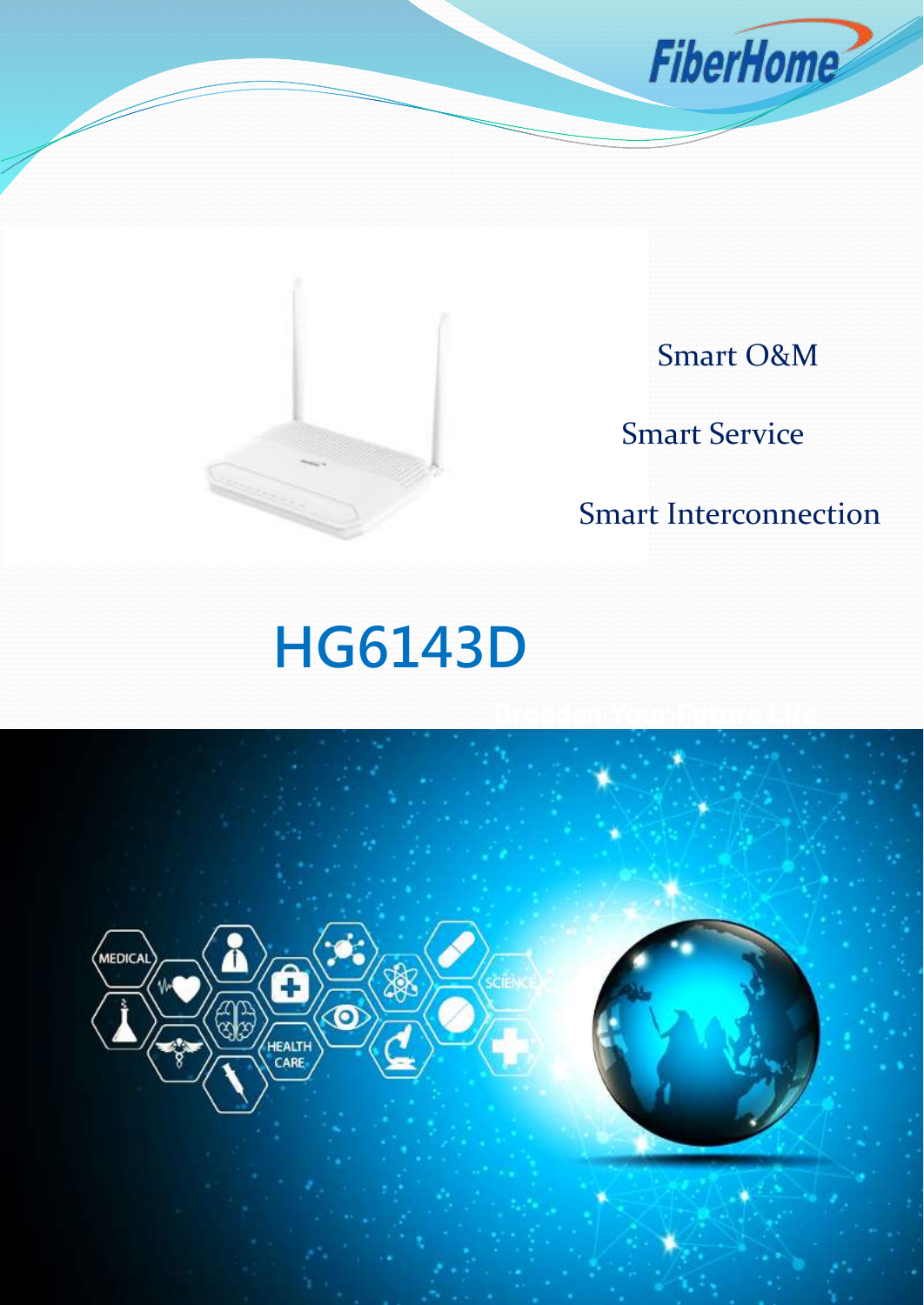Smart O&M

Smart Service

Smart Interconnection

# HG6143D

Broaden Your Future Life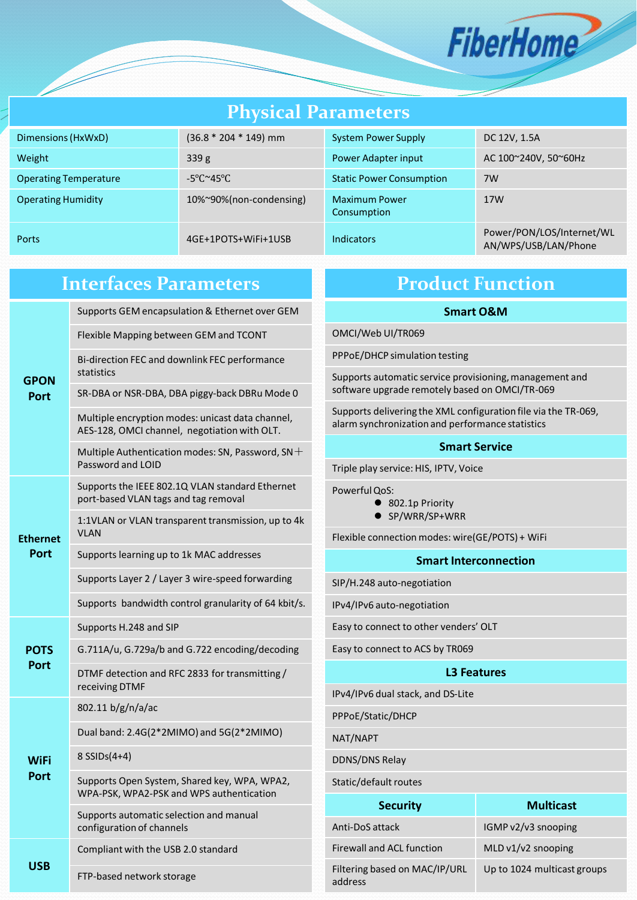# Physical Parameters

| | | | |
|---|---|---|---|
| Dimensions (HxWxD) | (36.8 * 204 * 149) mm | System Power Supply | DC 12V, 1.5A |
| Weight | 339 g | Power Adapter input | AC 100~240V, 50~60Hz |
| Operating Temperature | -5℃~45℃ | Static Power Consumption | 7W |
| Operating Humidity | 10%~90%(non-condensing) | Maximum Power Consumption | 17W |
| Ports | 4GE+1POTS+WiFi+1USB | Indicators | Power/PON/LOS/Internet/WLAN/WPS/USB/LAN/Phone |

# Interfaces Parameters

| | |
|---|---|
| **GPON Port** | Supports GEM encapsulation & Ethernet over GEM |
| | Flexible Mapping between GEM and TCONT |
| | Bi-direction FEC and downlink FEC performance statistics |
| | SR-DBA or NSR-DBA, DBA piggy-back DBRu Mode 0 |
| | Multiple encryption modes: unicast data channel, AES-128, OMCI channel, negotiation with OLT. |
| | Multiple Authentication modes: SN, Password, SN＋Password and LOID |
| **Ethernet Port** | Supports the IEEE 802.1Q VLAN standard Ethernet port-based VLAN tags and tag removal |
| | 1:1VLAN or VLAN transparent transmission, up to 4k VLAN |
| | Supports learning up to 1k MAC addresses |
| | Supports Layer 2 / Layer 3 wire-speed forwarding |
| | Supports bandwidth control granularity of 64 kbit/s. |
| **POTS Port** | Supports H.248 and SIP |
| | G.711A/u, G.729a/b and G.722 encoding/decoding |
| | DTMF detection and RFC 2833 for transmitting / receiving DTMF |
| **WiFi Port** | 802.11 b/g/n/a/ac |
| | Dual band: 2.4G(2*2MIMO) and 5G(2*2MIMO) |
| | 8 SSIDs(4+4) |
| | Supports Open System, Shared key, WPA, WPA2, WPA-PSK, WPA2-PSK and WPS authentication |
| | Supports automatic selection and manual configuration of channels |
| **USB** | Compliant with the USB 2.0 standard |
| | FTP-based network storage |

# Product Function

**Smart O&M**

- OMCI/Web UI/TR069
- PPPoE/DHCP simulation testing
- Supports automatic service provisioning, management and software upgrade remotely based on OMCI/TR-069
- Supports delivering the XML configuration file via the TR-069, alarm synchronization and performance statistics

**Smart Service**

- Triple play service: HIS, IPTV, Voice
- Powerful QoS:
  - 802.1p Priority
  - SP/WRR/SP+WRR
- Flexible connection modes: wire(GE/POTS) + WiFi

**Smart Interconnection**

- SIP/H.248 auto-negotiation
- IPv4/IPv6 auto-negotiation
- Easy to connect to other venders' OLT
- Easy to connect to ACS by TR069

**L3 Features**

- IPv4/IPv6 dual stack, and DS-Lite
- PPPoE/Static/DHCP
- NAT/NAPT
- DDNS/DNS Relay
- Static/default routes

| Security | Multicast |
|---|---|
| Anti-DoS attack | IGMP v2/v3 snooping |
| Firewall and ACL function | MLD v1/v2 snooping |
| Filtering based on MAC/IP/URL address | Up to 1024 multicast groups |